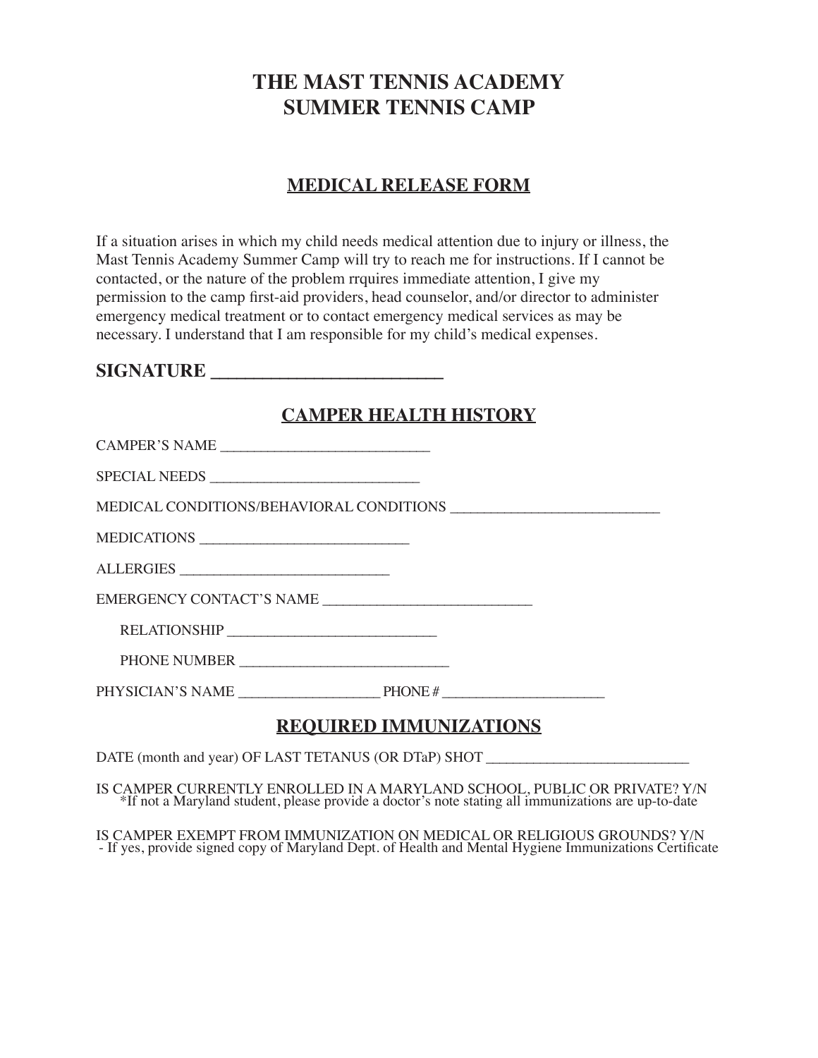# THE MAST TENNIS ACADEMY
# SUMMER TENNIS CAMP

## MEDICAL RELEASE FORM

If a situation arises in which my child needs medical attention due to injury or illness, the Mast Tennis Academy Summer Camp will try to reach me for instructions. If I cannot be contacted, or the nature of the problem rrquires immediate attention, I give my permission to the camp first-aid providers, head counselor, and/or director to administer emergency medical treatment or to contact emergency medical services as may be necessary. I understand that I am responsible for my child's medical expenses.

**SIGNATURE ___________________________**

## CAMPER HEALTH HISTORY

CAMPER'S NAME ____________________________

SPECIAL NEEDS ____________________________

MEDICAL CONDITIONS/BEHAVIORAL CONDITIONS ____________________________

MEDICATIONS ____________________________

ALLERGIES ____________________________

EMERGENCY CONTACT'S NAME ____________________________

RELATIONSHIP ____________________________

PHONE NUMBER ____________________________

PHYSICIAN'S NAME ____________________ PHONE # _______________________

## REQUIRED IMMUNIZATIONS

DATE (month and year) OF LAST TETANUS (OR DTaP) SHOT ____________________________

IS CAMPER CURRENTLY ENROLLED IN A MARYLAND SCHOOL, PUBLIC OR PRIVATE? Y/N
*If not a Maryland student, please provide a doctor's note stating all immunizations are up-to-date

IS CAMPER EXEMPT FROM IMMUNIZATION ON MEDICAL OR RELIGIOUS GROUNDS? Y/N
- If yes, provide signed copy of Maryland Dept. of Health and Mental Hygiene Immunizations Certificate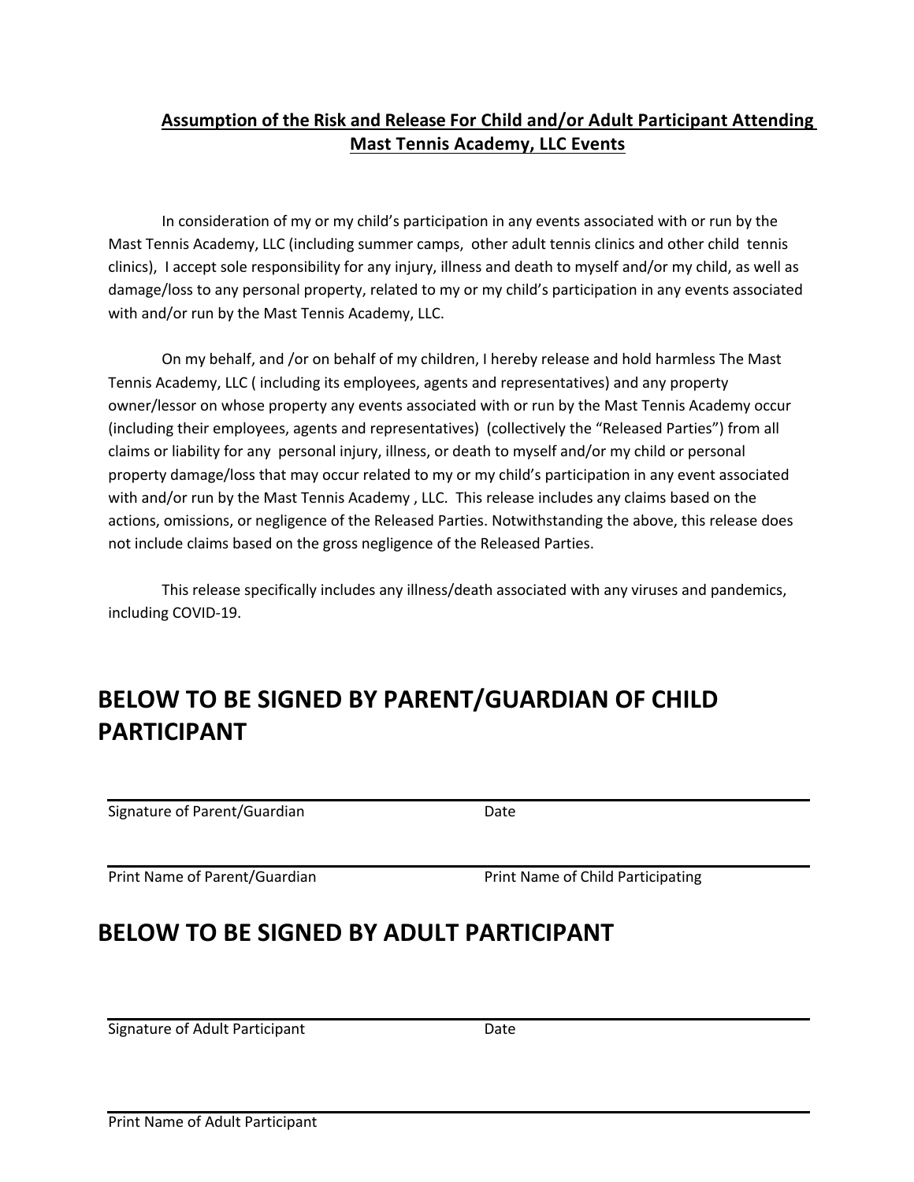**Assumption of the Risk and Release For Child and/or Adult Participant Attending Mast Tennis Academy, LLC Events**

In consideration of my or my child's participation in any events associated with or run by the Mast Tennis Academy, LLC (including summer camps, other adult tennis clinics and other child tennis clinics), I accept sole responsibility for any injury, illness and death to myself and/or my child, as well as damage/loss to any personal property, related to my or my child's participation in any events associated with and/or run by the Mast Tennis Academy, LLC.

On my behalf, and /or on behalf of my children, I hereby release and hold harmless The Mast Tennis Academy, LLC ( including its employees, agents and representatives) and any property owner/lessor on whose property any events associated with or run by the Mast Tennis Academy occur (including their employees, agents and representatives) (collectively the "Released Parties") from all claims or liability for any personal injury, illness, or death to myself and/or my child or personal property damage/loss that may occur related to my or my child's participation in any event associated with and/or run by the Mast Tennis Academy , LLC. This release includes any claims based on the actions, omissions, or negligence of the Released Parties. Notwithstanding the above, this release does not include claims based on the gross negligence of the Released Parties.

This release specifically includes any illness/death associated with any viruses and pandemics, including COVID-19.

# BELOW TO BE SIGNED BY PARENT/GUARDIAN OF CHILD PARTICIPANT

_______________________________________________________________

Signature of Parent/Guardian Date

_______________________________________________________________

Print Name of Parent/Guardian Print Name of Child Participating

# BELOW TO BE SIGNED BY ADULT PARTICIPANT

_______________________________________________________________

Signature of Adult Participant Date

_______________________________________________________________

Print Name of Adult Participant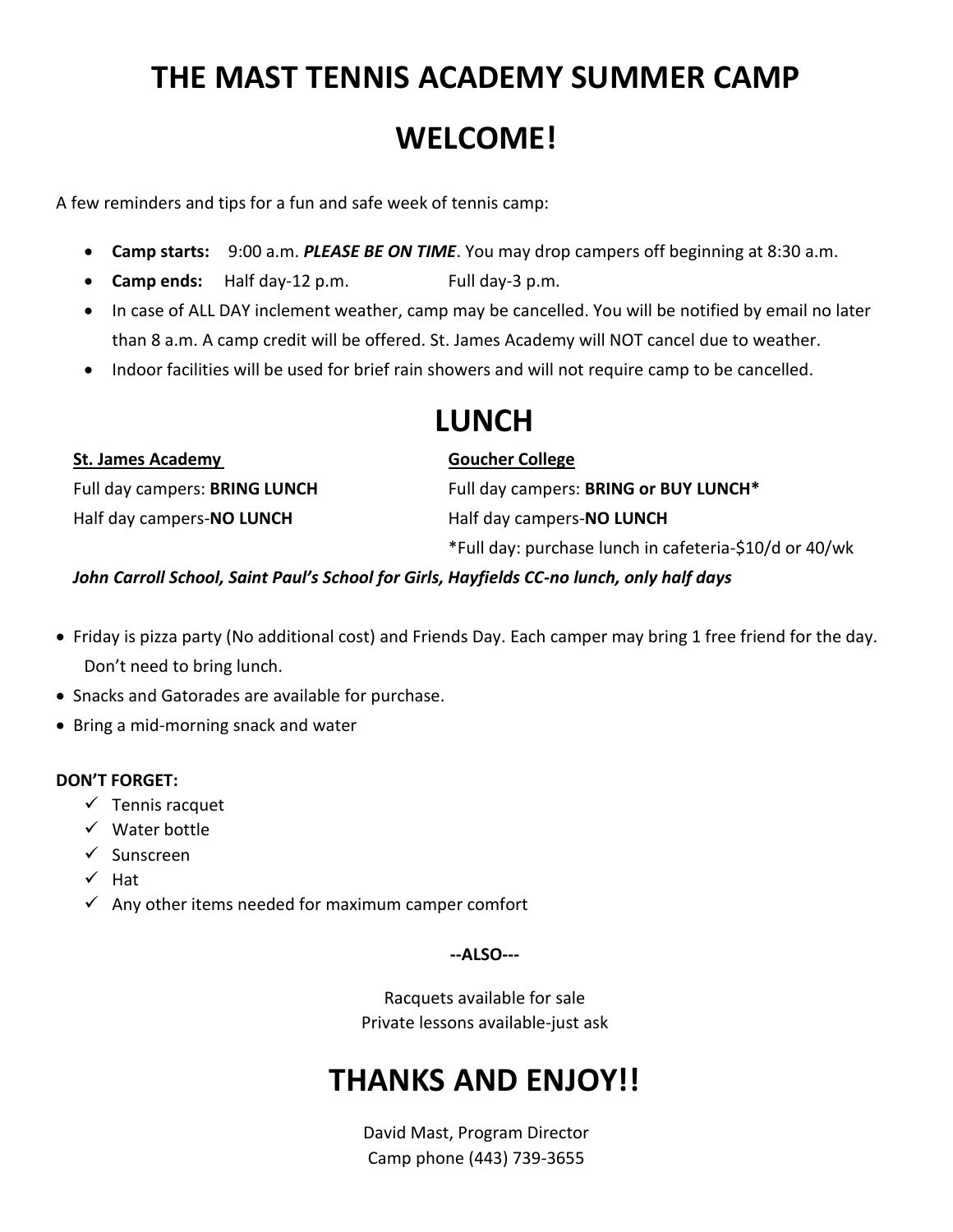# THE MAST TENNIS ACADEMY SUMMER CAMP

# WELCOME!

A few reminders and tips for a fun and safe week of tennis camp:

- **Camp starts:** 9:00 a.m. ***PLEASE BE ON TIME***. You may drop campers off beginning at 8:30 a.m.
- **Camp ends:** Half day-12 p.m. Full day-3 p.m.
- In case of ALL DAY inclement weather, camp may be cancelled. You will be notified by email no later than 8 a.m. A camp credit will be offered. St. James Academy will NOT cancel due to weather.
- Indoor facilities will be used for brief rain showers and will not require camp to be cancelled.

# LUNCH

**St. James Academy**

Full day campers: **BRING LUNCH**

Half day campers-**NO LUNCH**

**Goucher College**

Full day campers: **BRING or BUY LUNCH***

Half day campers-**NO LUNCH**

*Full day: purchase lunch in cafeteria-$10/d or 40/wk

***John Carroll School, Saint Paul's School for Girls, Hayfields CC-no lunch, only half days***

- Friday is pizza party (No additional cost) and Friends Day. Each camper may bring 1 free friend for the day. Don't need to bring lunch.
- Snacks and Gatorades are available for purchase.
- Bring a mid-morning snack and water

**DON'T FORGET:**

- ✓ Tennis racquet
- ✓ Water bottle
- ✓ Sunscreen
- ✓ Hat
- ✓ Any other items needed for maximum camper comfort

**--ALSO---**

Racquets available for sale

Private lessons available-just ask

# THANKS AND ENJOY!!

David Mast, Program Director

Camp phone (443) 739-3655